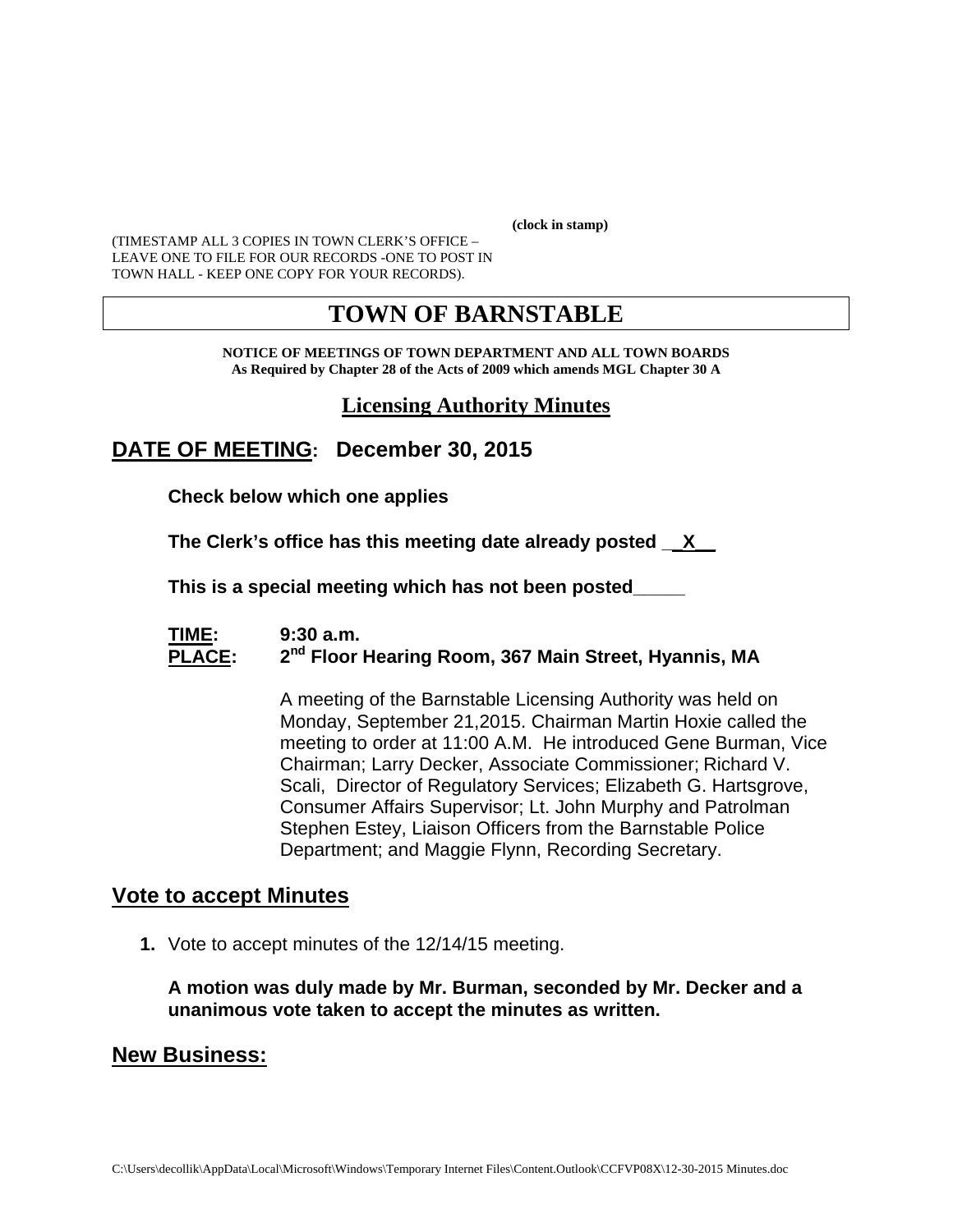**(clock in stamp)**

(TIMESTAMP ALL 3 COPIES IN TOWN CLERK'S OFFICE – LEAVE ONE TO FILE FOR OUR RECORDS -ONE TO POST IN TOWN HALL - KEEP ONE COPY FOR YOUR RECORDS).

# TOWN OF BARNSTABLE

**NOTICE OF MEETINGS OF TOWN DEPARTMENT AND ALL TOWN BOARDS**
**As Required by Chapter 28 of the Acts of 2009 which amends MGL Chapter 30 A**

## Licensing Authority Minutes

## DATE OF MEETING: December 30, 2015

**Check below which one applies**

**The Clerk's office has this meeting date already posted \_\_X\_\_**

**This is a special meeting which has not been posted\_\_\_\_\_**

**TIME:** **9:30 a.m.**
**PLACE:** **2nd Floor Hearing Room, 367 Main Street, Hyannis, MA**

A meeting of the Barnstable Licensing Authority was held on Monday, September 21,2015. Chairman Martin Hoxie called the meeting to order at 11:00 A.M. He introduced Gene Burman, Vice Chairman; Larry Decker, Associate Commissioner; Richard V. Scali, Director of Regulatory Services; Elizabeth G. Hartsgrove, Consumer Affairs Supervisor; Lt. John Murphy and Patrolman Stephen Estey, Liaison Officers from the Barnstable Police Department; and Maggie Flynn, Recording Secretary.

## Vote to accept Minutes

1. Vote to accept minutes of the 12/14/15 meeting.

   **A motion was duly made by Mr. Burman, seconded by Mr. Decker and a unanimous vote taken to accept the minutes as written.**

## New Business: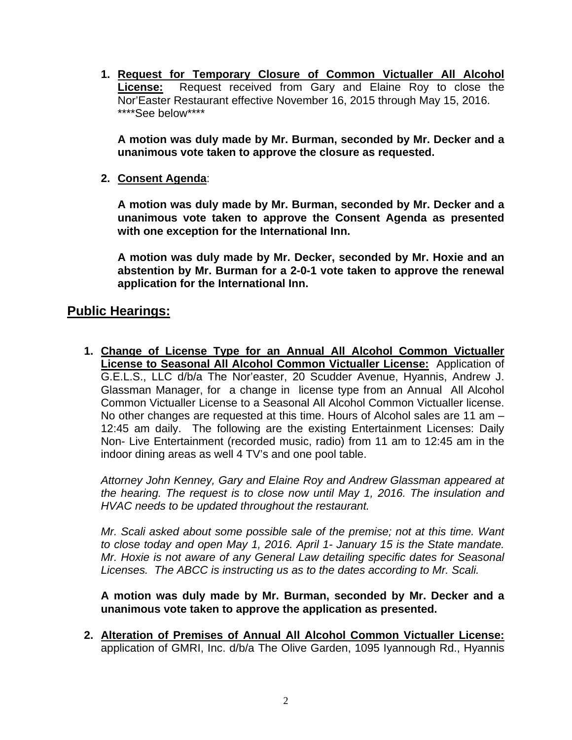1. **<u>Request for Temporary Closure of Common Victualler All Alcohol License:</u>** Request received from Gary and Elaine Roy to close the Nor'Easter Restaurant effective November 16, 2015 through May 15, 2016. ****See below****

   **A motion was duly made by Mr. Burman, seconded by Mr. Decker and a unanimous vote taken to approve the closure as requested.**

2. **<u>Consent Agenda</u>**:

   **A motion was duly made by Mr. Burman, seconded by Mr. Decker and a unanimous vote taken to approve the Consent Agenda as presented with one exception for the International Inn.**

   **A motion was duly made by Mr. Decker, seconded by Mr. Hoxie and an abstention by Mr. Burman for a 2-0-1 vote taken to approve the renewal application for the International Inn.**

## Public Hearings:

1. **<u>Change of License Type for an Annual All Alcohol Common Victualler License to Seasonal All Alcohol Common Victualler License:</u>** Application of G.E.L.S., LLC d/b/a The Nor'easter, 20 Scudder Avenue, Hyannis, Andrew J. Glassman Manager, for a change in license type from an Annual All Alcohol Common Victualler License to a Seasonal All Alcohol Common Victualler license. No other changes are requested at this time. Hours of Alcohol sales are 11 am – 12:45 am daily. The following are the existing Entertainment Licenses: Daily Non- Live Entertainment (recorded music, radio) from 11 am to 12:45 am in the indoor dining areas as well 4 TV's and one pool table.

   *Attorney John Kenney, Gary and Elaine Roy and Andrew Glassman appeared at the hearing. The request is to close now until May 1, 2016. The insulation and HVAC needs to be updated throughout the restaurant.*

   *Mr. Scali asked about some possible sale of the premise; not at this time. Want to close today and open May 1, 2016. April 1- January 15 is the State mandate. Mr. Hoxie is not aware of any General Law detailing specific dates for Seasonal Licenses. The ABCC is instructing us as to the dates according to Mr. Scali.*

   **A motion was duly made by Mr. Burman, seconded by Mr. Decker and a unanimous vote taken to approve the application as presented.**

2. **<u>Alteration of Premises of Annual All Alcohol Common Victualler License:</u>** application of GMRI, Inc. d/b/a The Olive Garden, 1095 Iyannough Rd., Hyannis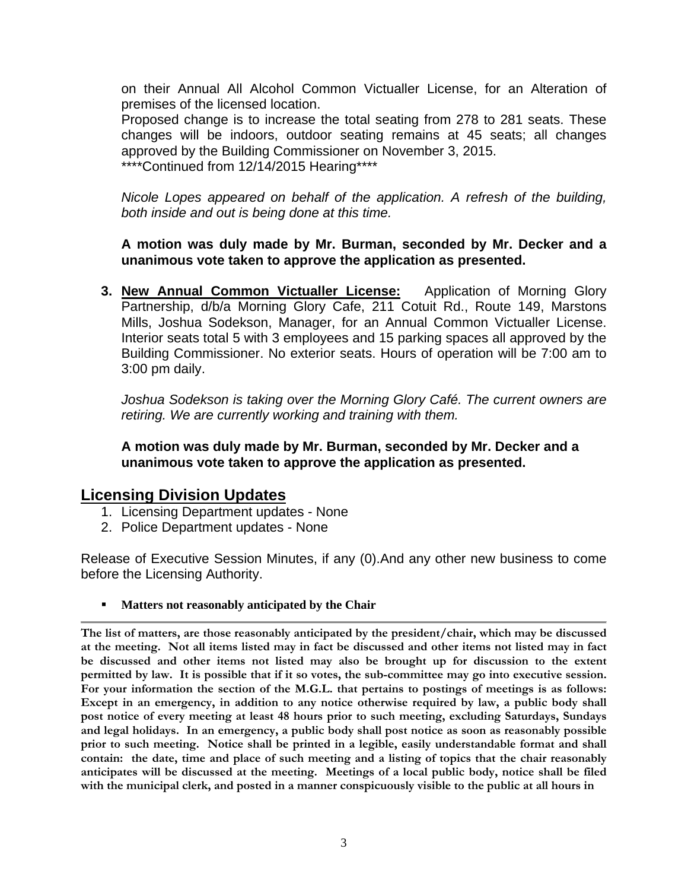on their Annual All Alcohol Common Victualler License, for an Alteration of premises of the licensed location.
Proposed change is to increase the total seating from 278 to 281 seats. These changes will be indoors, outdoor seating remains at 45 seats; all changes approved by the Building Commissioner on November 3, 2015.
****Continued from 12/14/2015 Hearing****

*Nicole Lopes appeared on behalf of the application. A refresh of the building, both inside and out is being done at this time.*

**A motion was duly made by Mr. Burman, seconded by Mr. Decker and a unanimous vote taken to approve the application as presented.**

3. **New Annual Common Victualler License:** Application of Morning Glory Partnership, d/b/a Morning Glory Cafe, 211 Cotuit Rd., Route 149, Marstons Mills, Joshua Sodekson, Manager, for an Annual Common Victualler License. Interior seats total 5 with 3 employees and 15 parking spaces all approved by the Building Commissioner. No exterior seats. Hours of operation will be 7:00 am to 3:00 pm daily.

   *Joshua Sodekson is taking over the Morning Glory Café. The current owners are retiring. We are currently working and training with them.*

   **A motion was duly made by Mr. Burman, seconded by Mr. Decker and a unanimous vote taken to approve the application as presented.**

## Licensing Division Updates

1. Licensing Department updates - None
2. Police Department updates - None

Release of Executive Session Minutes, if any (0).And any other new business to come before the Licensing Authority.

- **Matters not reasonably anticipated by the Chair**

---

**The list of matters, are those reasonably anticipated by the president/chair, which may be discussed at the meeting. Not all items listed may in fact be discussed and other items not listed may in fact be discussed and other items not listed may also be brought up for discussion to the extent permitted by law. It is possible that if it so votes, the sub-committee may go into executive session. For your information the section of the M.G.L. that pertains to postings of meetings is as follows: Except in an emergency, in addition to any notice otherwise required by law, a public body shall post notice of every meeting at least 48 hours prior to such meeting, excluding Saturdays, Sundays and legal holidays. In an emergency, a public body shall post notice as soon as reasonably possible prior to such meeting. Notice shall be printed in a legible, easily understandable format and shall contain: the date, time and place of such meeting and a listing of topics that the chair reasonably anticipates will be discussed at the meeting. Meetings of a local public body, notice shall be filed with the municipal clerk, and posted in a manner conspicuously visible to the public at all hours in**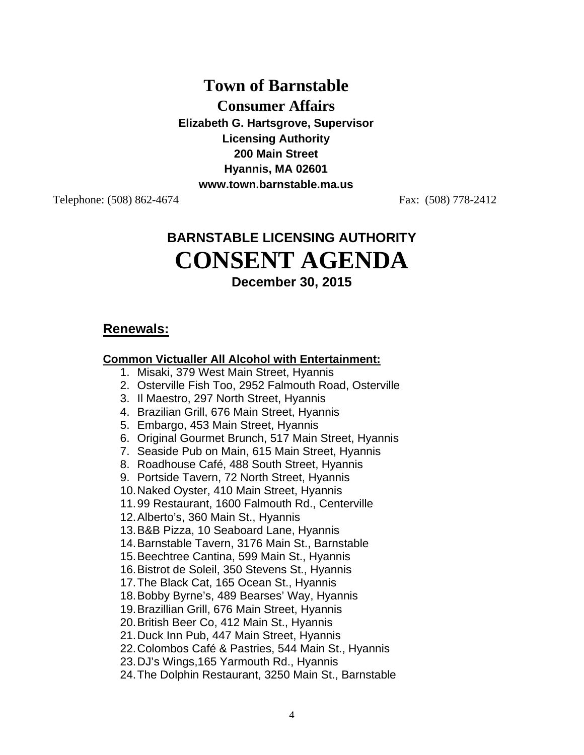# Town of Barnstable

## Consumer Affairs

**Elizabeth G. Hartsgrove, Supervisor**
**Licensing Authority**
**200 Main Street**
**Hyannis, MA 02601**
**www.town.barnstable.ma.us**

Telephone: (508) 862-4674 Fax: (508) 778-2412

## BARNSTABLE LICENSING AUTHORITY

# CONSENT AGENDA

**December 30, 2015**

## Renewals:

### Common Victualler All Alcohol with Entertainment:

1. Misaki, 379 West Main Street, Hyannis
2. Osterville Fish Too, 2952 Falmouth Road, Osterville
3. Il Maestro, 297 North Street, Hyannis
4. Brazilian Grill, 676 Main Street, Hyannis
5. Embargo, 453 Main Street, Hyannis
6. Original Gourmet Brunch, 517 Main Street, Hyannis
7. Seaside Pub on Main, 615 Main Street, Hyannis
8. Roadhouse Café, 488 South Street, Hyannis
9. Portside Tavern, 72 North Street, Hyannis
10. Naked Oyster, 410 Main Street, Hyannis
11. 99 Restaurant, 1600 Falmouth Rd., Centerville
12. Alberto's, 360 Main St., Hyannis
13. B&B Pizza, 10 Seaboard Lane, Hyannis
14. Barnstable Tavern, 3176 Main St., Barnstable
15. Beechtree Cantina, 599 Main St., Hyannis
16. Bistrot de Soleil, 350 Stevens St., Hyannis
17. The Black Cat, 165 Ocean St., Hyannis
18. Bobby Byrne's, 489 Bearses' Way, Hyannis
19. Brazillian Grill, 676 Main Street, Hyannis
20. British Beer Co, 412 Main St., Hyannis
21. Duck Inn Pub, 447 Main Street, Hyannis
22. Colombos Café & Pastries, 544 Main St., Hyannis
23. DJ's Wings,165 Yarmouth Rd., Hyannis
24. The Dolphin Restaurant, 3250 Main St., Barnstable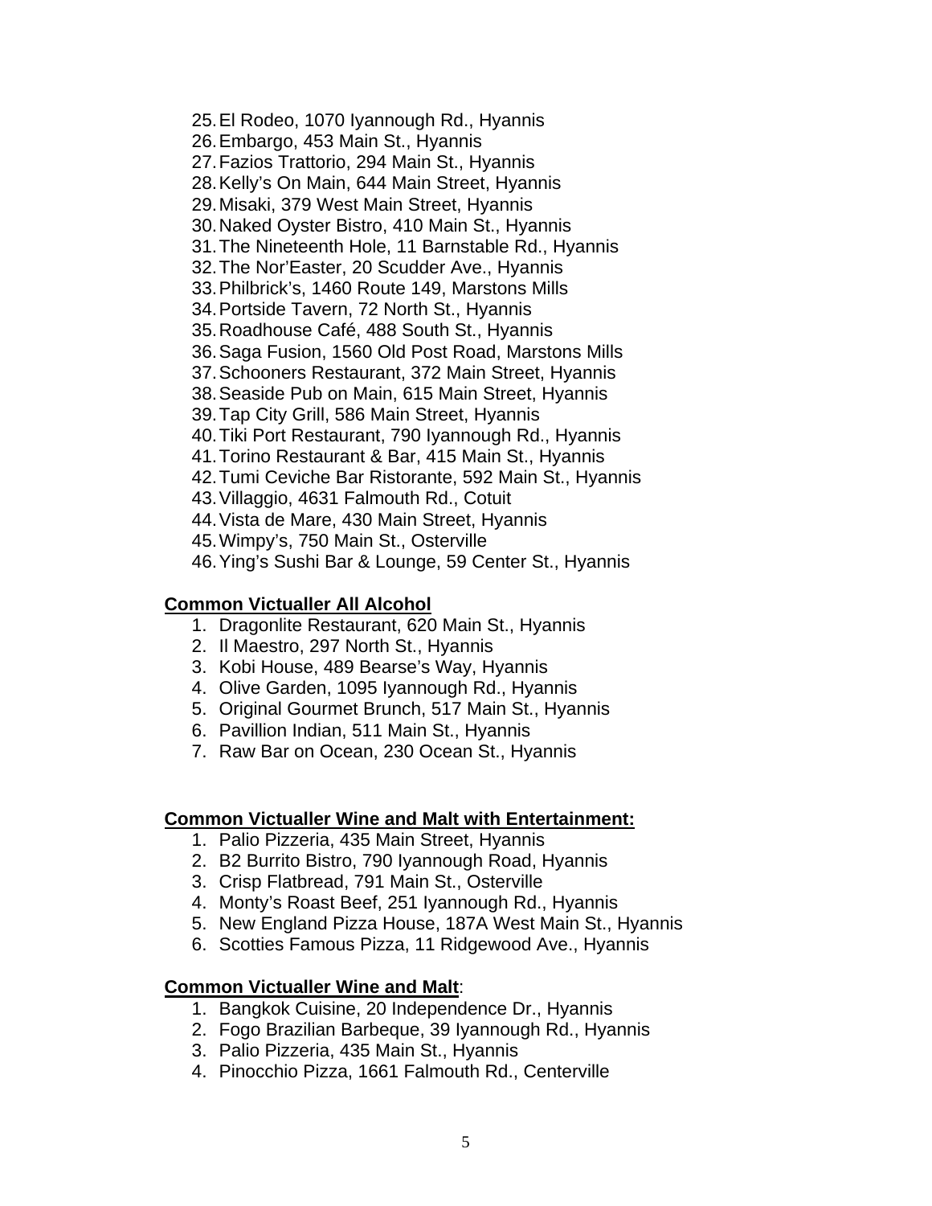25. El Rodeo, 1070 Iyannough Rd., Hyannis
26. Embargo, 453 Main St., Hyannis
27. Fazios Trattorio, 294 Main St., Hyannis
28. Kelly's On Main, 644 Main Street, Hyannis
29. Misaki, 379 West Main Street, Hyannis
30. Naked Oyster Bistro, 410 Main St., Hyannis
31. The Nineteenth Hole, 11 Barnstable Rd., Hyannis
32. The Nor'Easter, 20 Scudder Ave., Hyannis
33. Philbrick's, 1460 Route 149, Marstons Mills
34. Portside Tavern, 72 North St., Hyannis
35. Roadhouse Café, 488 South St., Hyannis
36. Saga Fusion, 1560 Old Post Road, Marstons Mills
37. Schooners Restaurant, 372 Main Street, Hyannis
38. Seaside Pub on Main, 615 Main Street, Hyannis
39. Tap City Grill, 586 Main Street, Hyannis
40. Tiki Port Restaurant, 790 Iyannough Rd., Hyannis
41. Torino Restaurant & Bar, 415 Main St., Hyannis
42. Tumi Ceviche Bar Ristorante, 592 Main St., Hyannis
43. Villaggio, 4631 Falmouth Rd., Cotuit
44. Vista de Mare, 430 Main Street, Hyannis
45. Wimpy's, 750 Main St., Osterville
46. Ying's Sushi Bar & Lounge, 59 Center St., Hyannis

**Common Victualler All Alcohol**

1. Dragonlite Restaurant, 620 Main St., Hyannis
2. Il Maestro, 297 North St., Hyannis
3. Kobi House, 489 Bearse's Way, Hyannis
4. Olive Garden, 1095 Iyannough Rd., Hyannis
5. Original Gourmet Brunch, 517 Main St., Hyannis
6. Pavillion Indian, 511 Main St., Hyannis
7. Raw Bar on Ocean, 230 Ocean St., Hyannis

**Common Victualler Wine and Malt with Entertainment:**

1. Palio Pizzeria, 435 Main Street, Hyannis
2. B2 Burrito Bistro, 790 Iyannough Road, Hyannis
3. Crisp Flatbread, 791 Main St., Osterville
4. Monty's Roast Beef, 251 Iyannough Rd., Hyannis
5. New England Pizza House, 187A West Main St., Hyannis
6. Scotties Famous Pizza, 11 Ridgewood Ave., Hyannis

**Common Victualler Wine and Malt**:

1. Bangkok Cuisine, 20 Independence Dr., Hyannis
2. Fogo Brazilian Barbeque, 39 Iyannough Rd., Hyannis
3. Palio Pizzeria, 435 Main St., Hyannis
4. Pinocchio Pizza, 1661 Falmouth Rd., Centerville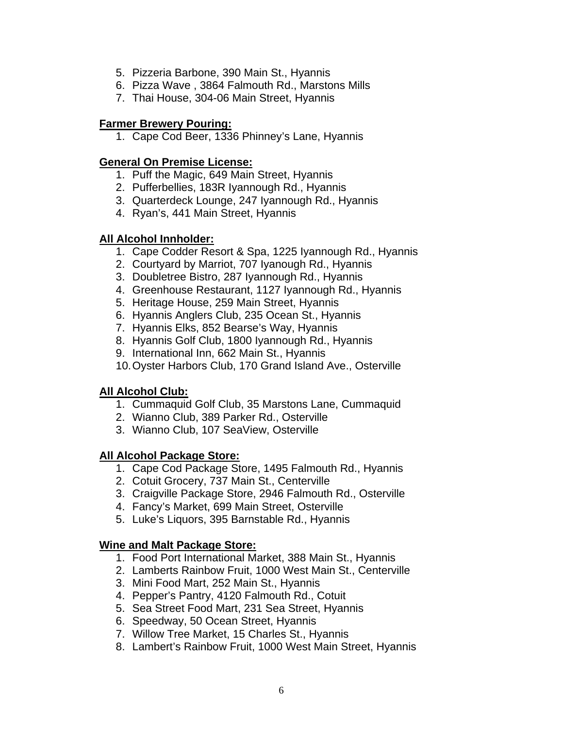5. Pizzeria Barbone, 390 Main St., Hyannis
6. Pizza Wave , 3864 Falmouth Rd., Marstons Mills
7. Thai House, 304-06 Main Street, Hyannis

**Farmer Brewery Pouring:**

1. Cape Cod Beer, 1336 Phinney's Lane, Hyannis

**General On Premise License:**

1. Puff the Magic, 649 Main Street, Hyannis
2. Pufferbellies, 183R Iyannough Rd., Hyannis
3. Quarterdeck Lounge, 247 Iyannough Rd., Hyannis
4. Ryan's, 441 Main Street, Hyannis

**All Alcohol Innholder:**

1. Cape Codder Resort & Spa, 1225 Iyannough Rd., Hyannis
2. Courtyard by Marriot, 707 Iyanough Rd., Hyannis
3. Doubletree Bistro, 287 Iyannough Rd., Hyannis
4. Greenhouse Restaurant, 1127 Iyannough Rd., Hyannis
5. Heritage House, 259 Main Street, Hyannis
6. Hyannis Anglers Club, 235 Ocean St., Hyannis
7. Hyannis Elks, 852 Bearse's Way, Hyannis
8. Hyannis Golf Club, 1800 Iyannough Rd., Hyannis
9. International Inn, 662 Main St., Hyannis
10. Oyster Harbors Club, 170 Grand Island Ave., Osterville

**All Alcohol Club:**

1. Cummaquid Golf Club, 35 Marstons Lane, Cummaquid
2. Wianno Club, 389 Parker Rd., Osterville
3. Wianno Club, 107 SeaView, Osterville

**All Alcohol Package Store:**

1. Cape Cod Package Store, 1495 Falmouth Rd., Hyannis
2. Cotuit Grocery, 737 Main St., Centerville
3. Craigville Package Store, 2946 Falmouth Rd., Osterville
4. Fancy's Market, 699 Main Street, Osterville
5. Luke's Liquors, 395 Barnstable Rd., Hyannis

**Wine and Malt Package Store:**

1. Food Port International Market, 388 Main St., Hyannis
2. Lamberts Rainbow Fruit, 1000 West Main St., Centerville
3. Mini Food Mart, 252 Main St., Hyannis
4. Pepper's Pantry, 4120 Falmouth Rd., Cotuit
5. Sea Street Food Mart, 231 Sea Street, Hyannis
6. Speedway, 50 Ocean Street, Hyannis
7. Willow Tree Market, 15 Charles St., Hyannis
8. Lambert's Rainbow Fruit, 1000 West Main Street, Hyannis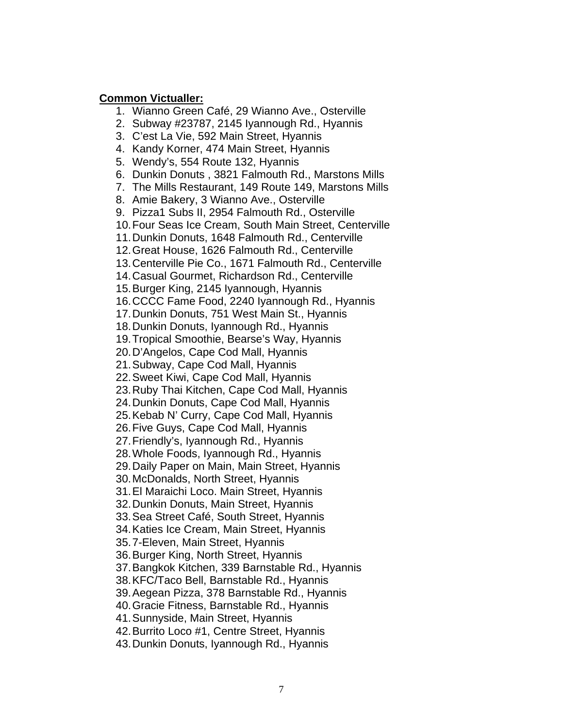**Common Victualler:**

1. Wianno Green Café, 29 Wianno Ave., Osterville
2. Subway #23787, 2145 Iyannough Rd., Hyannis
3. C'est La Vie, 592 Main Street, Hyannis
4. Kandy Korner, 474 Main Street, Hyannis
5. Wendy's, 554 Route 132, Hyannis
6. Dunkin Donuts , 3821 Falmouth Rd., Marstons Mills
7. The Mills Restaurant, 149 Route 149, Marstons Mills
8. Amie Bakery, 3 Wianno Ave., Osterville
9. Pizza1 Subs II, 2954 Falmouth Rd., Osterville
10. Four Seas Ice Cream, South Main Street, Centerville
11. Dunkin Donuts, 1648 Falmouth Rd., Centerville
12. Great House, 1626 Falmouth Rd., Centerville
13. Centerville Pie Co., 1671 Falmouth Rd., Centerville
14. Casual Gourmet, Richardson Rd., Centerville
15. Burger King, 2145 Iyannough, Hyannis
16. CCCC Fame Food, 2240 Iyannough Rd., Hyannis
17. Dunkin Donuts, 751 West Main St., Hyannis
18. Dunkin Donuts, Iyannough Rd., Hyannis
19. Tropical Smoothie, Bearse's Way, Hyannis
20. D'Angelos, Cape Cod Mall, Hyannis
21. Subway, Cape Cod Mall, Hyannis
22. Sweet Kiwi, Cape Cod Mall, Hyannis
23. Ruby Thai Kitchen, Cape Cod Mall, Hyannis
24. Dunkin Donuts, Cape Cod Mall, Hyannis
25. Kebab N' Curry, Cape Cod Mall, Hyannis
26. Five Guys, Cape Cod Mall, Hyannis
27. Friendly's, Iyannough Rd., Hyannis
28. Whole Foods, Iyannough Rd., Hyannis
29. Daily Paper on Main, Main Street, Hyannis
30. McDonalds, North Street, Hyannis
31. El Maraichi Loco. Main Street, Hyannis
32. Dunkin Donuts, Main Street, Hyannis
33. Sea Street Café, South Street, Hyannis
34. Katies Ice Cream, Main Street, Hyannis
35. 7-Eleven, Main Street, Hyannis
36. Burger King, North Street, Hyannis
37. Bangkok Kitchen, 339 Barnstable Rd., Hyannis
38. KFC/Taco Bell, Barnstable Rd., Hyannis
39. Aegean Pizza, 378 Barnstable Rd., Hyannis
40. Gracie Fitness, Barnstable Rd., Hyannis
41. Sunnyside, Main Street, Hyannis
42. Burrito Loco #1, Centre Street, Hyannis
43. Dunkin Donuts, Iyannough Rd., Hyannis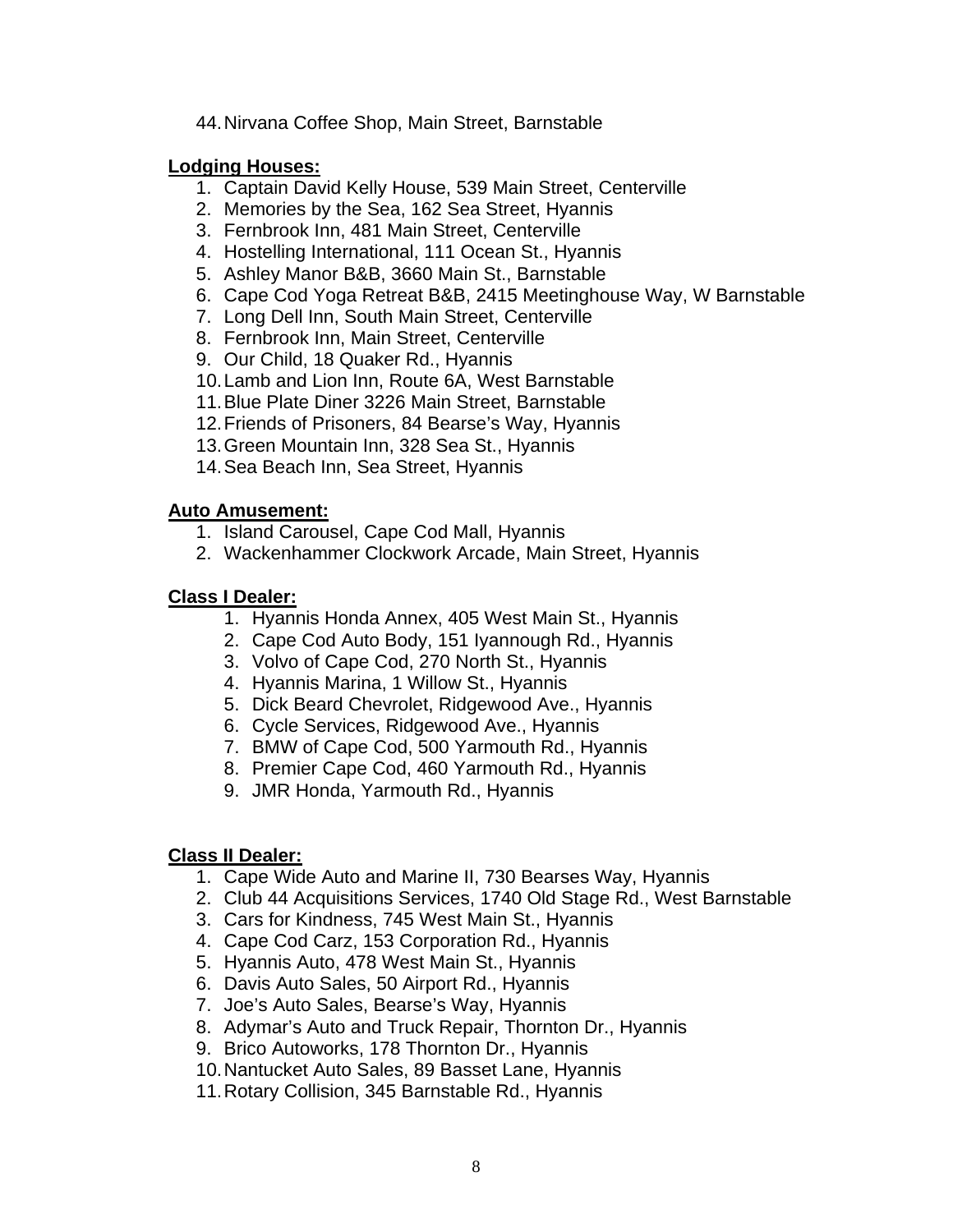44. Nirvana Coffee Shop, Main Street, Barnstable

**Lodging Houses:**

1. Captain David Kelly House, 539 Main Street, Centerville
2. Memories by the Sea, 162 Sea Street, Hyannis
3. Fernbrook Inn, 481 Main Street, Centerville
4. Hostelling International, 111 Ocean St., Hyannis
5. Ashley Manor B&B, 3660 Main St., Barnstable
6. Cape Cod Yoga Retreat B&B, 2415 Meetinghouse Way, W Barnstable
7. Long Dell Inn, South Main Street, Centerville
8. Fernbrook Inn, Main Street, Centerville
9. Our Child, 18 Quaker Rd., Hyannis
10. Lamb and Lion Inn, Route 6A, West Barnstable
11. Blue Plate Diner 3226 Main Street, Barnstable
12. Friends of Prisoners, 84 Bearse's Way, Hyannis
13. Green Mountain Inn, 328 Sea St., Hyannis
14. Sea Beach Inn, Sea Street, Hyannis

**Auto Amusement:**

1. Island Carousel, Cape Cod Mall, Hyannis
2. Wackenhammer Clockwork Arcade, Main Street, Hyannis

**Class I Dealer:**

1. Hyannis Honda Annex, 405 West Main St., Hyannis
2. Cape Cod Auto Body, 151 Iyannough Rd., Hyannis
3. Volvo of Cape Cod, 270 North St., Hyannis
4. Hyannis Marina, 1 Willow St., Hyannis
5. Dick Beard Chevrolet, Ridgewood Ave., Hyannis
6. Cycle Services, Ridgewood Ave., Hyannis
7. BMW of Cape Cod, 500 Yarmouth Rd., Hyannis
8. Premier Cape Cod, 460 Yarmouth Rd., Hyannis
9. JMR Honda, Yarmouth Rd., Hyannis

**Class II Dealer:**

1. Cape Wide Auto and Marine II, 730 Bearses Way, Hyannis
2. Club 44 Acquisitions Services, 1740 Old Stage Rd., West Barnstable
3. Cars for Kindness, 745 West Main St., Hyannis
4. Cape Cod Carz, 153 Corporation Rd., Hyannis
5. Hyannis Auto, 478 West Main St., Hyannis
6. Davis Auto Sales, 50 Airport Rd., Hyannis
7. Joe's Auto Sales, Bearse's Way, Hyannis
8. Adymar's Auto and Truck Repair, Thornton Dr., Hyannis
9. Brico Autoworks, 178 Thornton Dr., Hyannis
10. Nantucket Auto Sales, 89 Basset Lane, Hyannis
11. Rotary Collision, 345 Barnstable Rd., Hyannis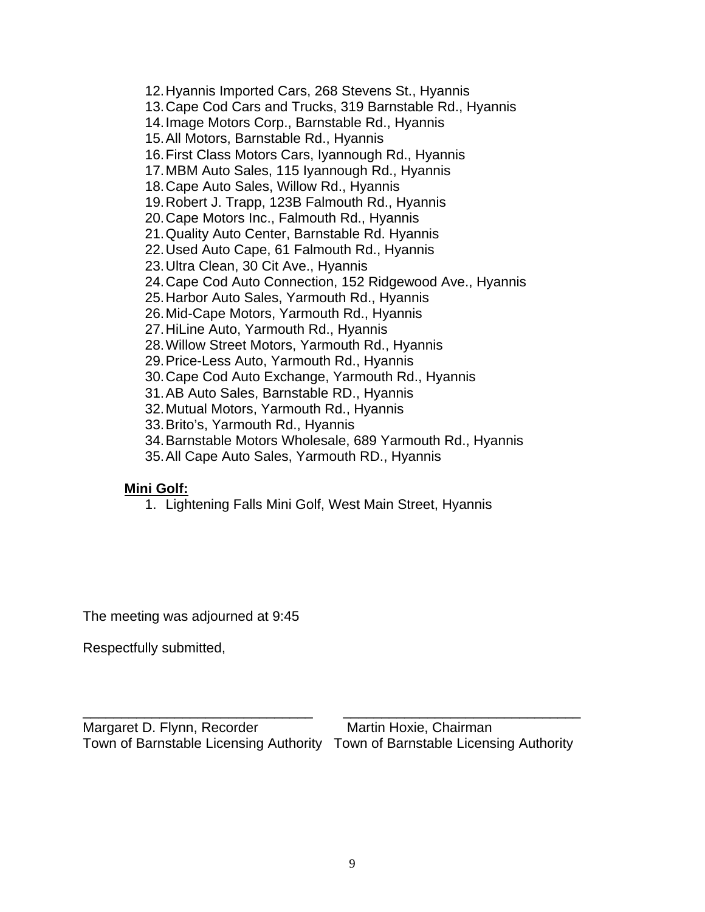12. Hyannis Imported Cars, 268 Stevens St., Hyannis
13. Cape Cod Cars and Trucks, 319 Barnstable Rd., Hyannis
14. Image Motors Corp., Barnstable Rd., Hyannis
15. All Motors, Barnstable Rd., Hyannis
16. First Class Motors Cars, Iyannough Rd., Hyannis
17. MBM Auto Sales, 115 Iyannough Rd., Hyannis
18. Cape Auto Sales, Willow Rd., Hyannis
19. Robert J. Trapp, 123B Falmouth Rd., Hyannis
20. Cape Motors Inc., Falmouth Rd., Hyannis
21. Quality Auto Center, Barnstable Rd. Hyannis
22. Used Auto Cape, 61 Falmouth Rd., Hyannis
23. Ultra Clean, 30 Cit Ave., Hyannis
24. Cape Cod Auto Connection, 152 Ridgewood Ave., Hyannis
25. Harbor Auto Sales, Yarmouth Rd., Hyannis
26. Mid-Cape Motors, Yarmouth Rd., Hyannis
27. HiLine Auto, Yarmouth Rd., Hyannis
28. Willow Street Motors, Yarmouth Rd., Hyannis
29. Price-Less Auto, Yarmouth Rd., Hyannis
30. Cape Cod Auto Exchange, Yarmouth Rd., Hyannis
31. AB Auto Sales, Barnstable RD., Hyannis
32. Mutual Motors, Yarmouth Rd., Hyannis
33. Brito's, Yarmouth Rd., Hyannis
34. Barnstable Motors Wholesale, 689 Yarmouth Rd., Hyannis
35. All Cape Auto Sales, Yarmouth RD., Hyannis

**Mini Golf:**

1. Lightening Falls Mini Golf, West Main Street, Hyannis

The meeting was adjourned at 9:45

Respectfully submitted,

| | |
|---|---|
| _______________________________ | _______________________________ |
| Margaret D. Flynn, Recorder | Martin Hoxie, Chairman |
| Town of Barnstable Licensing Authority | Town of Barnstable Licensing Authority |